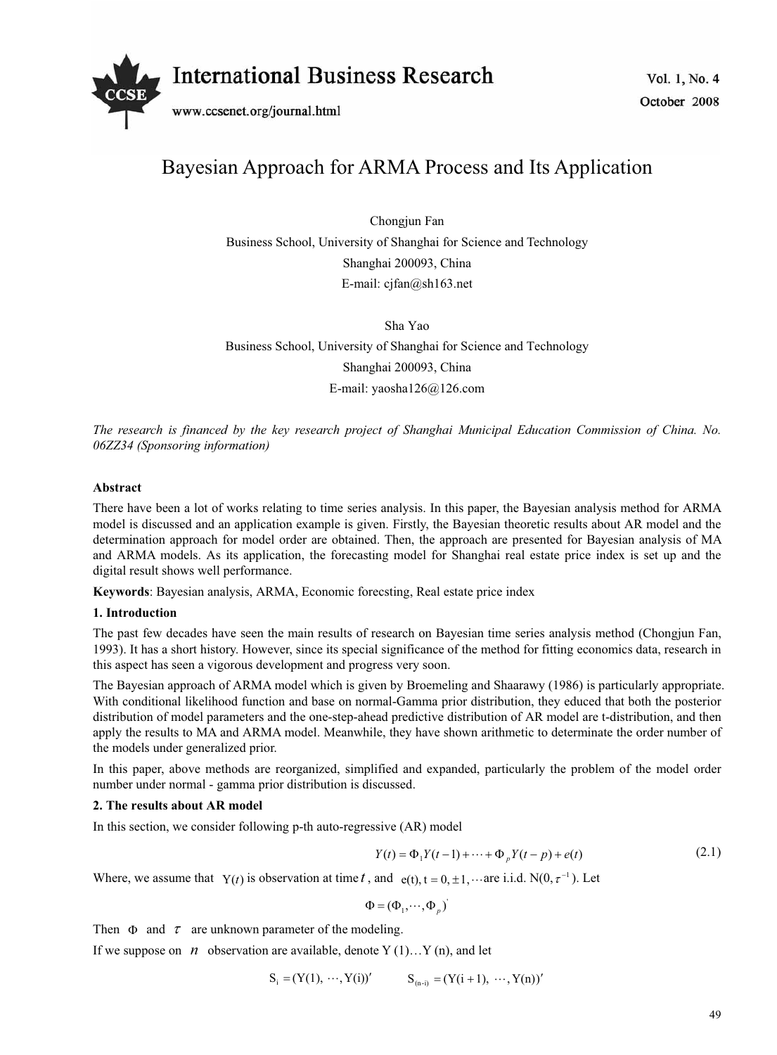# Bayesian Approach for ARMA Process and Its Application

Chongjun Fan

Business School, University of Shanghai for Science and Technology

Shanghai 200093, China

E-mail: cjfan@sh163.net

Sha Yao

Business School, University of Shanghai for Science and Technology

Shanghai 200093, China

E-mail: yaosha126@126.com

*The research is financed by the key research project of Shanghai Municipal Education Commission of China. No. 06ZZ34 (Sponsoring information)*

**Abstract**

There have been a lot of works relating to time series analysis. In this paper, the Bayesian analysis method for ARMA model is discussed and an application example is given. Firstly, the Bayesian theoretic results about AR model and the determination approach for model order are obtained. Then, the approach are presented for Bayesian analysis of MA and ARMA models. As its application, the forecasting model for Shanghai real estate price index is set up and the digital result shows well performance.

**Keywords**: Bayesian analysis, ARMA, Economic forecsting, Real estate price index

**1. Introduction**

The past few decades have seen the main results of research on Bayesian time series analysis method (Chongjun Fan, 1993). It has a short history. However, since its special significance of the method for fitting economics data, research in this aspect has seen a vigorous development and progress very soon.

The Bayesian approach of ARMA model which is given by Broemeling and Shaarawy (1986) is particularly appropriate. With conditional likelihood function and base on normal-Gamma prior distribution, they educed that both the posterior distribution of model parameters and the one-step-ahead predictive distribution of AR model are t-distribution, and then apply the results to MA and ARMA model. Meanwhile, they have shown arithmetic to determinate the order number of the models under generalized prior.

In this paper, above methods are reorganized, simplified and expanded, particularly the problem of the model order number under normal - gamma prior distribution is discussed.

**2. The results about AR model**

In this section, we consider following p-th auto-regressive (AR) model

$$Y(t) = \Phi_1 Y(t-1) + \cdots + \Phi_p Y(t-p) + e(t) \tag{2.1}$$

Where, we assume that $Y(t)$ is observation at time $t$, and $e(t), t = 0, \pm 1, \cdots$ are i.i.d. $N(0, \tau^{-1})$. Let

$$\Phi = (\Phi_1, \cdots, \Phi_p)'$$

Then $\Phi$ and $\tau$ are unknown parameter of the modeling.

If we suppose on $n$ observation are available, denote Y (1)…Y (n), and let

$$S_i = (Y(1), \cdots, Y(i))' \qquad S_{(n-i)} = (Y(i+1), \cdots, Y(n))'$$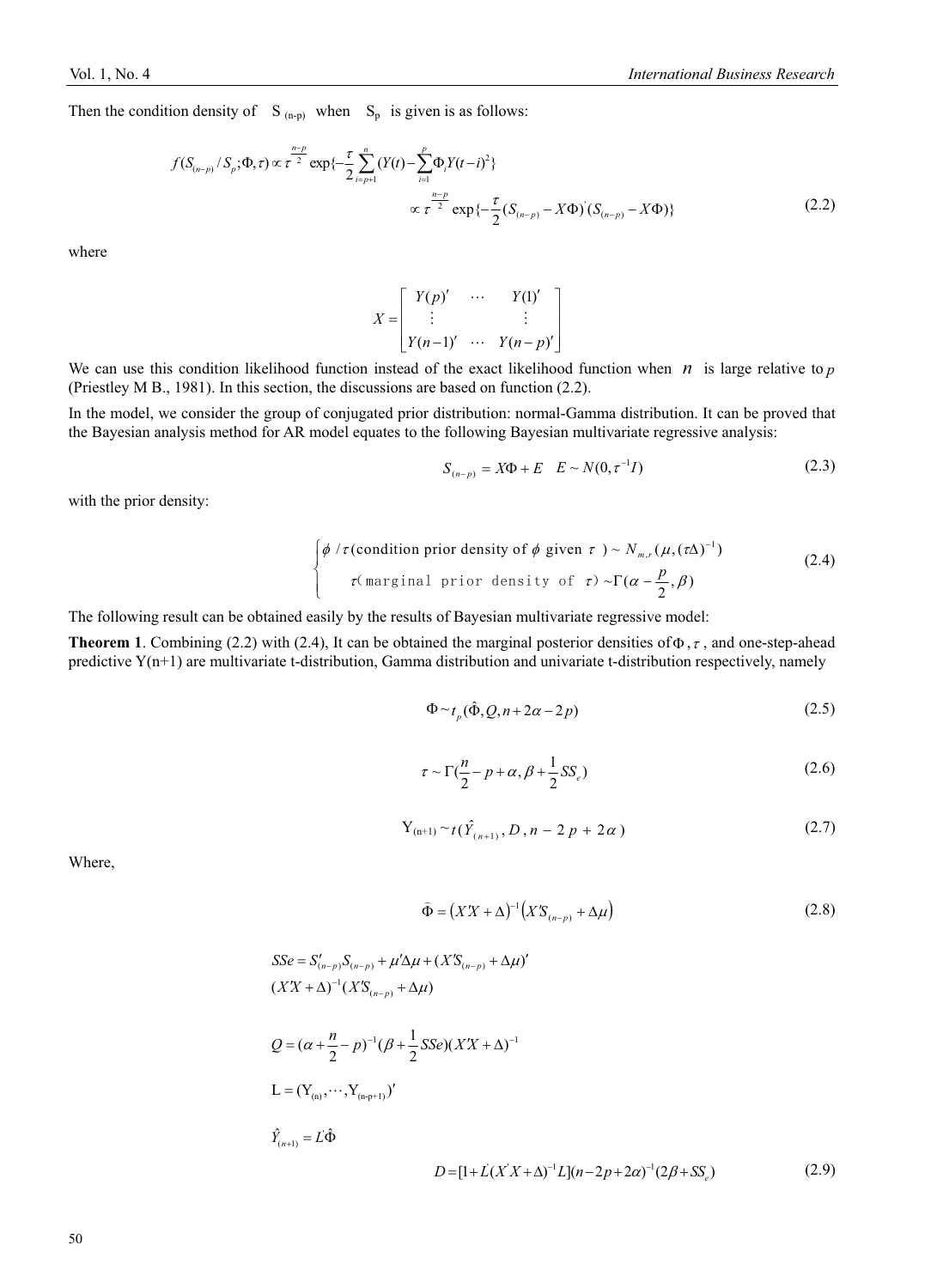Then the condition density of $S_{(n-p)}$ when $S_p$ is given is as follows:

$$f(S_{(n-p)}/S_p;\Phi,\tau)\propto \tau^{\frac{n-p}{2}}\exp\{-\frac{\tau}{2}\sum_{i=p+1}^{n}(Y(t)-\sum_{i=1}^{p}\Phi_i Y(t-i)^2\}$$

$$\propto \tau^{\frac{n-p}{2}}\exp\{-\frac{\tau}{2}(S_{(n-p)}-X\Phi)'(S_{(n-p)}-X\Phi)\} \tag{2.2}$$

where

$$X=\begin{bmatrix} Y(p)' & \cdots & Y(1)' \\ \vdots & & \vdots \\ Y(n-1)' & \cdots & Y(n-p)' \end{bmatrix}$$

We can use this condition likelihood function instead of the exact likelihood function when $n$ is large relative to $p$ (Priestley M B., 1981). In this section, the discussions are based on function (2.2).

In the model, we consider the group of conjugated prior distribution: normal-Gamma distribution. It can be proved that the Bayesian analysis method for AR model equates to the following Bayesian multivariate regressive analysis:

$$S_{(n-p)}=X\Phi+E \quad E\sim N(0,\tau^{-1}I) \tag{2.3}$$

with the prior density:

$$\begin{cases} \phi/\tau(\text{condition prior density of } \phi \text{ given } \tau)\sim N_{m,r}(\mu,(\tau\Delta)^{-1}) \\ \tau(\text{marginal prior density of } \tau)\sim\Gamma(\alpha-\frac{p}{2},\beta) \end{cases} \tag{2.4}$$

The following result can be obtained easily by the results of Bayesian multivariate regressive model:

**Theorem 1**. Combining (2.2) with (2.4), It can be obtained the marginal posterior densities of $\Phi$, $\tau$, and one-step-ahead predictive Y(n+1) are multivariate t-distribution, Gamma distribution and univariate t-distribution respectively, namely

$$\Phi\sim t_p(\hat{\Phi},Q,n+2\alpha-2p) \tag{2.5}$$

$$\tau\sim\Gamma(\frac{n}{2}-p+\alpha,\beta+\frac{1}{2}SS_e) \tag{2.6}$$

$$Y_{(n+1)}\sim t(\hat{Y}_{(n+1)},D,n-2p+2\alpha) \tag{2.7}$$

Where,

$$\hat{\Phi}=(X'X+\Delta)^{-1}(X'S_{(n-p)}+\Delta\mu) \tag{2.8}$$

$$SSe=S'_{(n-p)}S_{(n-p)}+\mu'\Delta\mu+(X'S_{(n-p)}+\Delta\mu)'(X'X+\Delta)^{-1}(X'S_{(n-p)}+\Delta\mu)$$

$$Q=(\alpha+\frac{n}{2}-p)^{-1}(\beta+\frac{1}{2}SSe)(X'X+\Delta)^{-1}$$

$$L=(Y_{(n)},\cdots,Y_{(n-p+1)})'$$

$$\hat{Y}_{(n+1)}=L'\hat{\Phi}$$

$$D=[1+L'(X'X+\Delta)^{-1}L](n-2p+2\alpha)^{-1}(2\beta+SS_e) \tag{2.9}$$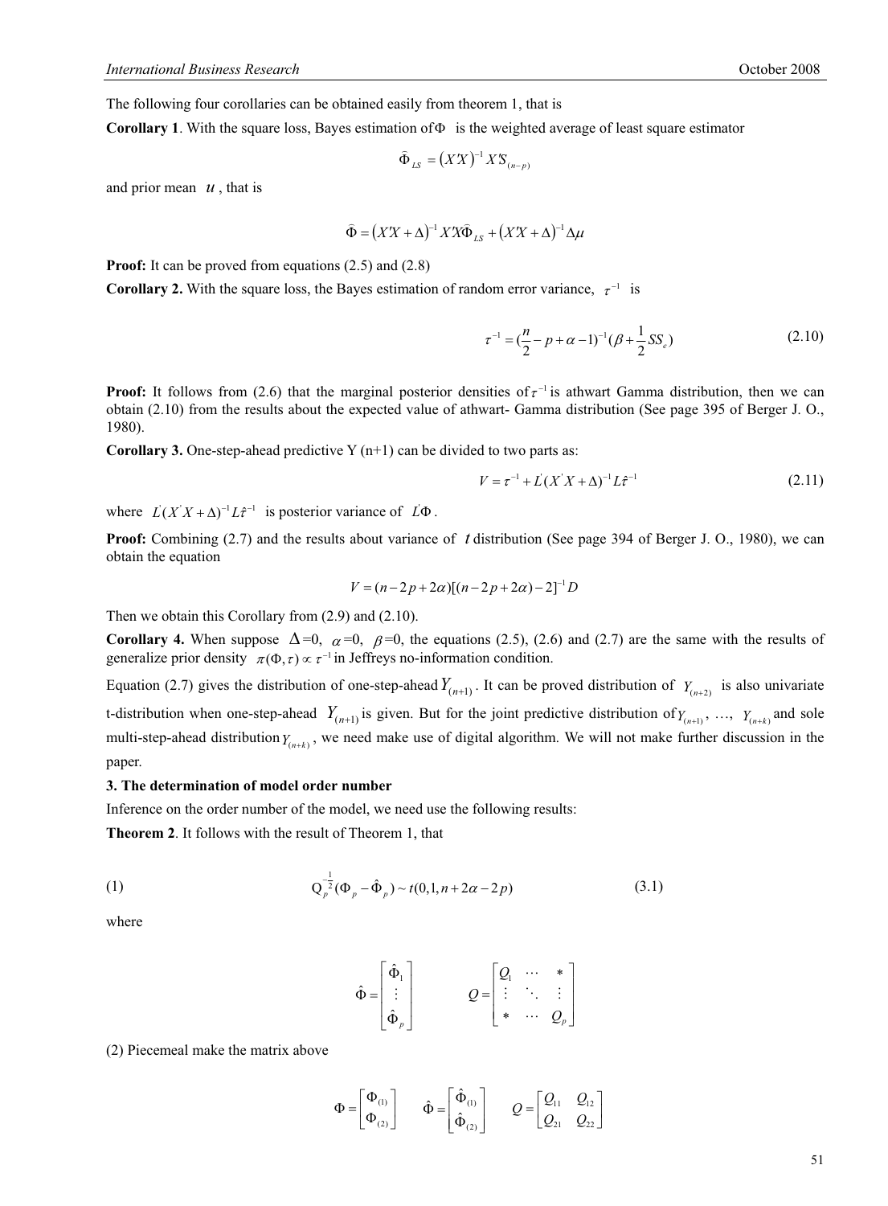The following four corollaries can be obtained easily from theorem 1, that is

**Corollary 1**. With the square loss, Bayes estimation of $\Phi$ is the weighted average of least square estimator

$$\bar{\Phi}_{LS} = \left(X'X\right)^{-1} X'S_{(n-p)}$$

and prior mean $u$ , that is

$$\bar{\Phi} = \left(X'X + \Delta\right)^{-1} X'X\bar{\Phi}_{LS} + \left(X'X + \Delta\right)^{-1} \Delta\mu$$

**Proof:** It can be proved from equations (2.5) and (2.8)

**Corollary 2.** With the square loss, the Bayes estimation of random error variance, $\tau^{-1}$ is

$$\tau^{-1} = (\frac{n}{2} - p + \alpha - 1)^{-1}(\beta + \frac{1}{2}SS_e) \tag{2.10}$$

**Proof:** It follows from (2.6) that the marginal posterior densities of $\tau^{-1}$ is athwart Gamma distribution, then we can obtain (2.10) from the results about the expected value of athwart- Gamma distribution (See page 395 of Berger J. O., 1980).

**Corollary 3.** One-step-ahead predictive Y (n+1) can be divided to two parts as:

$$V = \tau^{-1} + L^{'}(X^{'}X + \Delta)^{-1} L\hat{\tau}^{-1} \tag{2.11}$$

where $L^{'}(X^{'}X + \Delta)^{-1} L\hat{\tau}^{-1}$ is posterior variance of $L^{'}\Phi$ .

**Proof:** Combining (2.7) and the results about variance of $t$ distribution (See page 394 of Berger J. O., 1980), we can obtain the equation

$$V = (n - 2p + 2\alpha)[(n - 2p + 2\alpha) - 2]^{-1} D$$

Then we obtain this Corollary from (2.9) and (2.10).

**Corollary 4.** When suppose $\Delta$=0, $\alpha$=0, $\beta$=0, the equations (2.5), (2.6) and (2.7) are the same with the results of generalize prior density $\pi(\Phi, \tau) \propto \tau^{-1}$ in Jeffreys no-information condition.

Equation (2.7) gives the distribution of one-step-ahead $Y_{(n+1)}$ . It can be proved distribution of $Y_{(n+2)}$ is also univariate t-distribution when one-step-ahead $Y_{(n+1)}$ is given. But for the joint predictive distribution of $Y_{(n+1)}$, …, $Y_{(n+k)}$ and sole multi-step-ahead distribution $Y_{(n+k)}$ , we need make use of digital algorithm. We will not make further discussion in the paper.

## 3. The determination of model order number

Inference on the order number of the model, we need use the following results:

**Theorem 2**. It follows with the result of Theorem 1, that

(1)
$$Q_p^{-\frac{1}{2}}(\Phi_p - \hat{\Phi}_p) \sim t(0,1,n + 2\alpha - 2p) \tag{3.1}$$

where

$$\hat{\Phi} = \begin{bmatrix} \hat{\Phi}_1 \\ \vdots \\ \hat{\Phi}_p \end{bmatrix} \qquad Q = \begin{bmatrix} Q_1 & \cdots & * \\ \vdots & \ddots & \vdots \\ * & \cdots & Q_p \end{bmatrix}$$

(2) Piecemeal make the matrix above

$$\Phi = \begin{bmatrix} \Phi_{(1)} \\ \Phi_{(2)} \end{bmatrix} \qquad \hat{\Phi} = \begin{bmatrix} \hat{\Phi}_{(1)} \\ \hat{\Phi}_{(2)} \end{bmatrix} \qquad Q = \begin{bmatrix} Q_{11} & Q_{12} \\ Q_{21} & Q_{22} \end{bmatrix}$$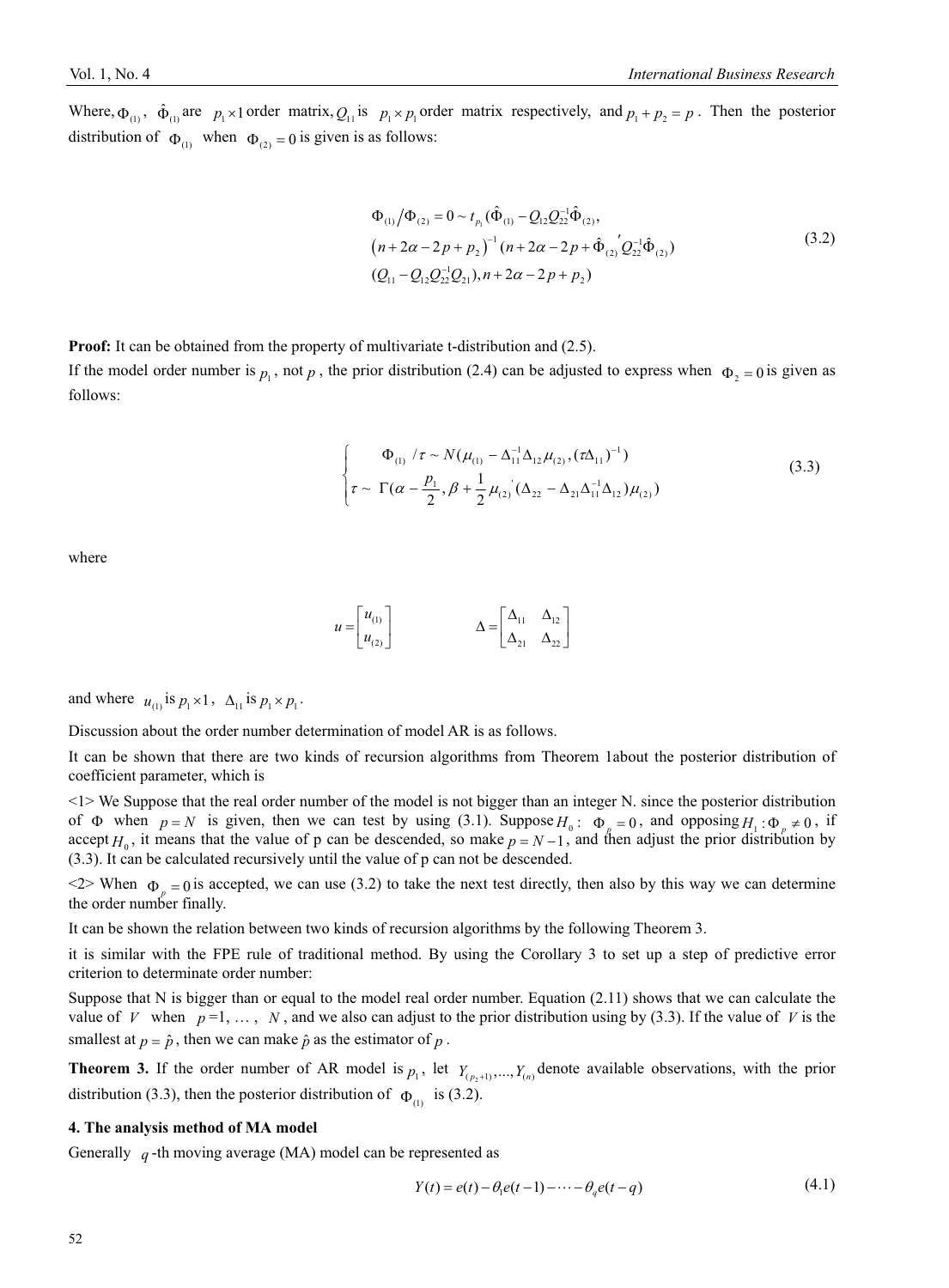Where, $\Phi_{(1)}$, $\hat{\Phi}_{(1)}$ are $p_1 \times 1$ order matrix, $Q_{11}$ is $p_1 \times p_1$ order matrix respectively, and $p_1 + p_2 = p$. Then the posterior distribution of $\Phi_{(1)}$ when $\Phi_{(2)} = 0$ is given is as follows:

$$
\begin{aligned}
&\Phi_{(1)} / \Phi_{(2)} = 0 \sim t_{p_1}(\hat{\Phi}_{(1)} - Q_{12}Q_{22}^{-1}\hat{\Phi}_{(2)}, \\
&\left(n + 2\alpha - 2p + p_2\right)^{-1}(n + 2\alpha - 2p + \hat{\Phi}_{(2)}{}' Q_{22}^{-1}\hat{\Phi}_{(2)}) \\
&(Q_{11} - Q_{12}Q_{22}^{-1}Q_{21}), n + 2\alpha - 2p + p_2)
\end{aligned}
\tag{3.2}
$$

**Proof:** It can be obtained from the property of multivariate t-distribution and (2.5).

If the model order number is $p_1$, not $p$, the prior distribution (2.4) can be adjusted to express when $\Phi_2 = 0$ is given as follows:

$$
\begin{cases}
\Phi_{(1)} / \tau \sim N(\mu_{(1)} - \Delta_{11}^{-1}\Delta_{12}\mu_{(2)}, (\tau\Delta_{11})^{-1}) \\
\tau \sim \Gamma(\alpha - \dfrac{p_1}{2}, \beta + \dfrac{1}{2}\mu_{(2)}{}'(\Delta_{22} - \Delta_{21}\Delta_{11}^{-1}\Delta_{12})\mu_{(2)})
\end{cases}
\tag{3.3}
$$

where

$$
u = \begin{bmatrix} u_{(1)} \\ u_{(2)} \end{bmatrix} \qquad \Delta = \begin{bmatrix} \Delta_{11} & \Delta_{12} \\ \Delta_{21} & \Delta_{22} \end{bmatrix}
$$

and where $u_{(1)}$ is $p_1 \times 1$, $\Delta_{11}$ is $p_1 \times p_1$.

Discussion about the order number determination of model AR is as follows.

It can be shown that there are two kinds of recursion algorithms from Theorem 1about the posterior distribution of coefficient parameter, which is

<1> We Suppose that the real order number of the model is not bigger than an integer N. since the posterior distribution of $\Phi$ when $p = N$ is given, then we can test by using (3.1). Suppose $H_0$: $\Phi_p = 0$, and opposing $H_1: \Phi_p \neq 0$, if accept $H_0$, it means that the value of p can be descended, so make $p = N - 1$, and then adjust the prior distribution by (3.3). It can be calculated recursively until the value of p can not be descended.

<2> When $\Phi_p = 0$ is accepted, we can use (3.2) to take the next test directly, then also by this way we can determine the order number finally.

It can be shown the relation between two kinds of recursion algorithms by the following Theorem 3.

it is similar with the FPE rule of traditional method. By using the Corollary 3 to set up a step of predictive error criterion to determinate order number:

Suppose that N is bigger than or equal to the model real order number. Equation (2.11) shows that we can calculate the value of $V$ when $p$ =1, … , $N$, and we also can adjust to the prior distribution using by (3.3). If the value of $V$ is the smallest at $p = \hat{p}$, then we can make $\hat{p}$ as the estimator of $p$.

**Theorem 3.** If the order number of AR model is $p_1$, let $Y_{(p_2+1)}, \ldots, Y_{(n)}$ denote available observations, with the prior distribution (3.3), then the posterior distribution of $\Phi_{(1)}$ is (3.2).

**4. The analysis method of MA model**

Generally $q$-th moving average (MA) model can be represented as

$$
Y(t) = e(t) - \theta_1 e(t-1) - \cdots - \theta_q e(t-q) \tag{4.1}
$$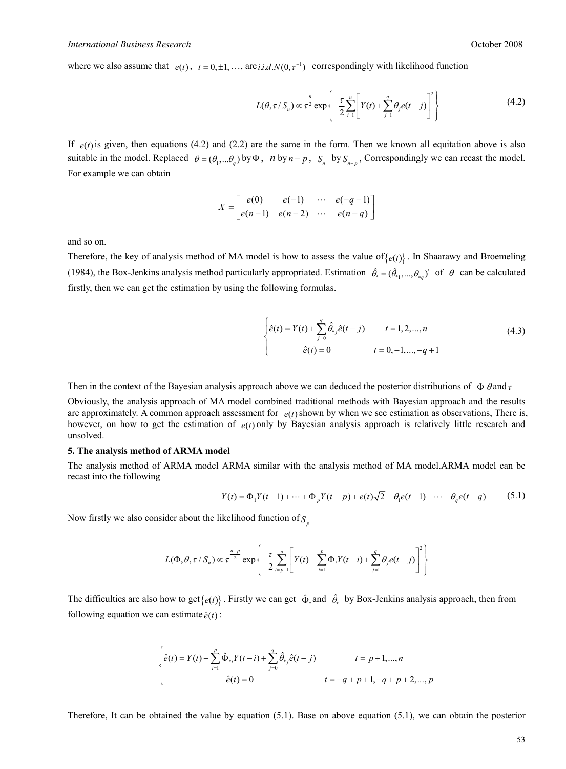where we also assume that $e(t)$, $t = 0, \pm 1, \ldots,$ are $i.i.d.N(0, \tau^{-1})$ correspondingly with likelihood function

$$L(\theta, \tau / S_n) \propto \tau^{\frac{n}{2}} \exp\left\{ -\frac{\tau}{2} \sum_{i=1}^{n} \left[ Y(t) + \sum_{j=1}^{q} \theta_j e(t-j) \right]^2 \right\} \tag{4.2}$$

If $e(t)$ is given, then equations (4.2) and (2.2) are the same in the form. Then we known all equitation above is also suitable in the model. Replaced $\theta = (\theta_1, \ldots \theta_q)$ by $\Phi$, $n$ by $n - p$, $S_n$ by $S_{n-p}$, Correspondingly we can recast the model. For example we can obtain

$$X = \begin{bmatrix} e(0) & e(-1) & \cdots & e(-q+1) \\ e(n-1) & e(n-2) & \cdots & e(n-q) \end{bmatrix}$$

and so on.

Therefore, the key of analysis method of MA model is how to assess the value of $\{e(t)\}$. In Shaarawy and Broemeling (1984), the Box-Jenkins analysis method particularly appropriated. Estimation $\hat{\theta}_* = (\hat{\theta}_{*1}, \ldots, \hat{\theta}_{*q})'$ of $\theta$ can be calculated firstly, then we can get the estimation by using the following formulas.

$$\begin{cases} \hat{e}(t) = Y(t) + \sum_{j=0}^{q} \hat{\theta}_{*j} \hat{e}(t-j) & t = 1, 2, \ldots, n \\ \hat{e}(t) = 0 & t = 0, -1, \ldots, -q+1 \end{cases} \tag{4.3}$$

Then in the context of the Bayesian analysis approach above we can deduced the posterior distributions of $\Phi$ $\theta$ and $\tau$

Obviously, the analysis approach of MA model combined traditional methods with Bayesian approach and the results are approximately. A common approach assessment for $e(t)$ shown by when we see estimation as observations, There is, however, on how to get the estimation of $e(t)$ only by Bayesian analysis approach is relatively little research and unsolved.

**5. The analysis method of ARMA model**

The analysis method of ARMA model ARMA similar with the analysis method of MA model.ARMA model can be recast into the following

$$Y(t) = \Phi_1 Y(t-1) + \cdots + \Phi_p Y(t-p) + e(t)\sqrt{2} - \theta_1 e(t-1) - \cdots - \theta_q e(t-q) \tag{5.1}$$

Now firstly we also consider about the likelihood function of $S_p$

$$L(\Phi, \theta, \tau / S_n) \propto \tau^{\frac{n-p}{2}} \exp\left\{ -\frac{\tau}{2} \sum_{i=p+1}^{n} \left[ Y(t) - \sum_{i=1}^{p} \Phi_i Y(t-i) + \sum_{j=1}^{q} \theta_j e(t-j) \right]^2 \right\}$$

The difficulties are also how to get $\{e(t)\}$. Firstly we can get $\hat{\Phi}_*$ and $\hat{\theta}_*$ by Box-Jenkins analysis approach, then from following equation we can estimate $\hat{e}(t)$:

$$\begin{cases} \hat{e}(t) = Y(t) - \sum_{i=1}^{p} \hat{\Phi}_{*i} Y(t-i) + \sum_{j=0}^{q} \hat{\theta}_{*j} \hat{e}(t-j) & t = p+1, \ldots, n \\ \hat{e}(t) = 0 & t = -q+p+1, -q+p+2, \ldots, p \end{cases}$$

Therefore, It can be obtained the value by equation (5.1). Base on above equation (5.1), we can obtain the posterior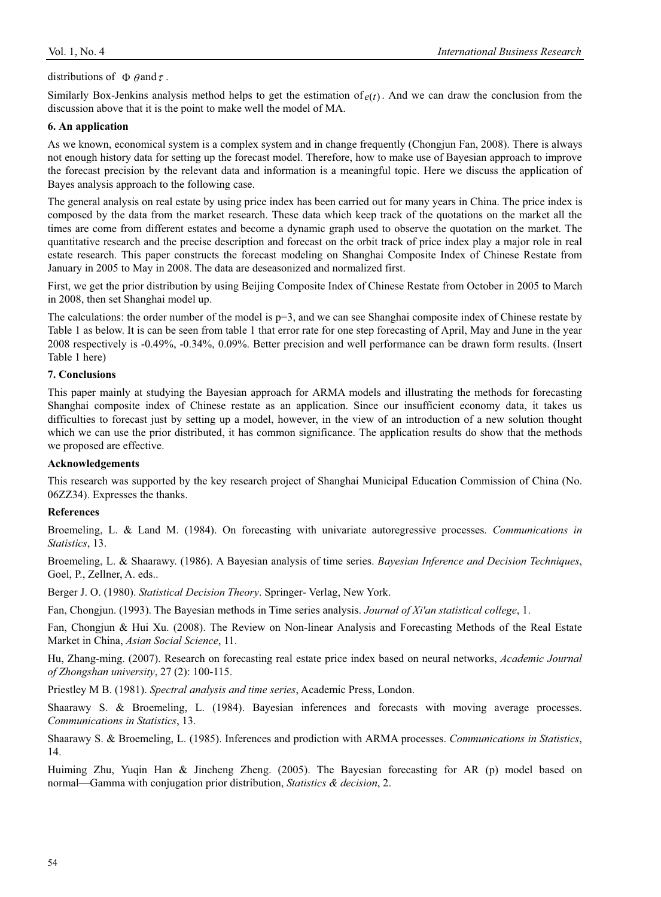distributions of $\Phi$ $\theta$and $\tau$ .

Similarly Box-Jenkins analysis method helps to get the estimation of $e(t)$. And we can draw the conclusion from the discussion above that it is the point to make well the model of MA.

**6. An application**

As we known, economical system is a complex system and in change frequently (Chongjun Fan, 2008). There is always not enough history data for setting up the forecast model. Therefore, how to make use of Bayesian approach to improve the forecast precision by the relevant data and information is a meaningful topic. Here we discuss the application of Bayes analysis approach to the following case.

The general analysis on real estate by using price index has been carried out for many years in China. The price index is composed by the data from the market research. These data which keep track of the quotations on the market all the times are come from different estates and become a dynamic graph used to observe the quotation on the market. The quantitative research and the precise description and forecast on the orbit track of price index play a major role in real estate research. This paper constructs the forecast modeling on Shanghai Composite Index of Chinese Restate from January in 2005 to May in 2008. The data are deseasonized and normalized first.

First, we get the prior distribution by using Beijing Composite Index of Chinese Restate from October in 2005 to March in 2008, then set Shanghai model up.

The calculations: the order number of the model is p=3, and we can see Shanghai composite index of Chinese restate by Table 1 as below. It is can be seen from table 1 that error rate for one step forecasting of April, May and June in the year 2008 respectively is -0.49%, -0.34%, 0.09%. Better precision and well performance can be drawn form results. (Insert Table 1 here)

**7. Conclusions**

This paper mainly at studying the Bayesian approach for ARMA models and illustrating the methods for forecasting Shanghai composite index of Chinese restate as an application. Since our insufficient economy data, it takes us difficulties to forecast just by setting up a model, however, in the view of an introduction of a new solution thought which we can use the prior distributed, it has common significance. The application results do show that the methods we proposed are effective.

**Acknowledgements**

This research was supported by the key research project of Shanghai Municipal Education Commission of China (No. 06ZZ34). Expresses the thanks.

**References**

Broemeling, L. & Land M. (1984). On forecasting with univariate autoregressive processes. *Communications in Statistics*, 13.

Broemeling, L. & Shaarawy. (1986). A Bayesian analysis of time series. *Bayesian Inference and Decision Techniques*, Goel, P., Zellner, A. eds..

Berger J. O. (1980). *Statistical Decision Theory*. Springer- Verlag, New York.

Fan, Chongjun. (1993). The Bayesian methods in Time series analysis. *Journal of Xi'an statistical college*, 1.

Fan, Chongjun & Hui Xu. (2008). The Review on Non-linear Analysis and Forecasting Methods of the Real Estate Market in China, *Asian Social Science*, 11.

Hu, Zhang-ming. (2007). Research on forecasting real estate price index based on neural networks, *Academic Journal of Zhongshan university*, 27 (2): 100-115.

Priestley M B. (1981). *Spectral analysis and time series*, Academic Press, London.

Shaarawy S. & Broemeling, L. (1984). Bayesian inferences and forecasts with moving average processes. *Communications in Statistics*, 13.

Shaarawy S. & Broemeling, L. (1985). Inferences and prodiction with ARMA processes. *Communications in Statistics*, 14.

Huiming Zhu, Yuqin Han & Jincheng Zheng. (2005). The Bayesian forecasting for AR (p) model based on normal—Gamma with conjugation prior distribution, *Statistics & decision*, 2.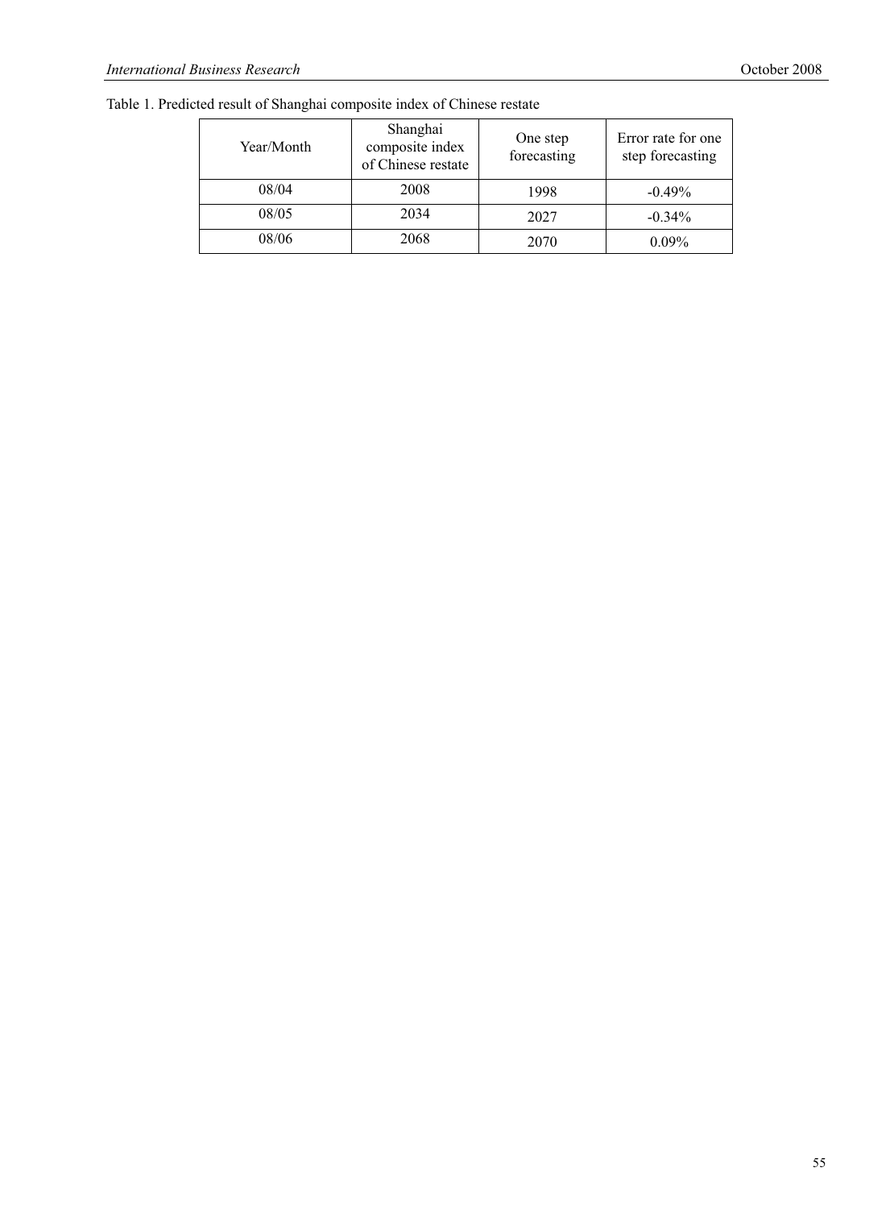Table 1. Predicted result of Shanghai composite index of Chinese restate

| Year/Month | Shanghai composite index of Chinese restate | One step forecasting | Error rate for one step forecasting |
|---|---|---|---|
| 08/04 | 2008 | 1998 | -0.49% |
| 08/05 | 2034 | 2027 | -0.34% |
| 08/06 | 2068 | 2070 | 0.09% |